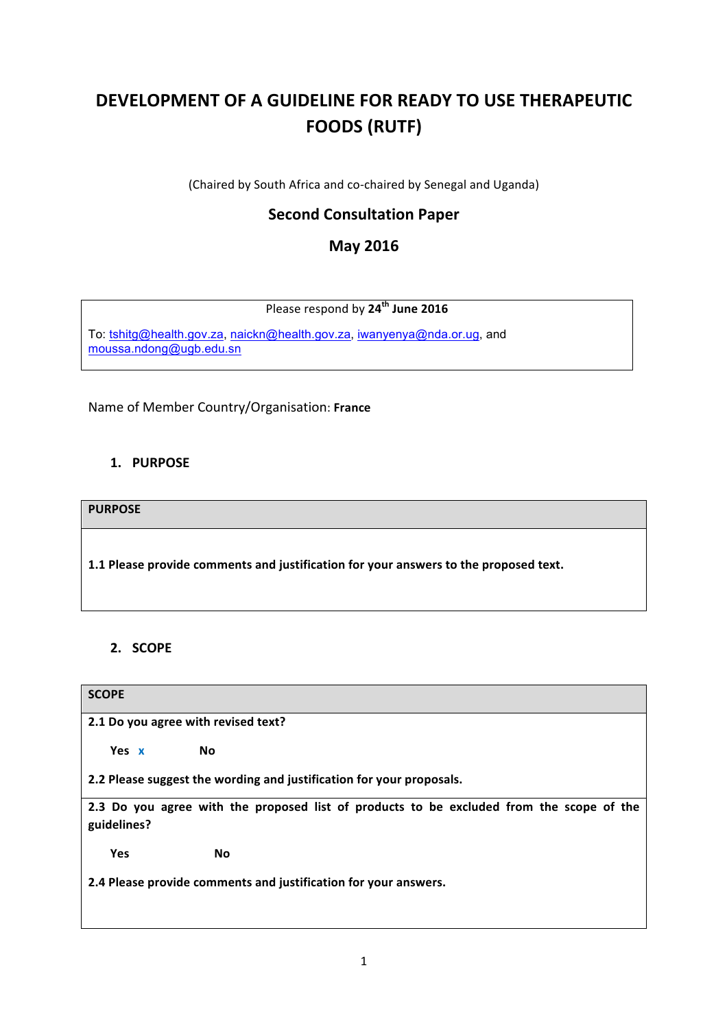# DEVELOPMENT OF A GUIDELINE FOR READY TO USE THERAPEUTIC FOODS (RUTF)

(Chaired by South Africa and co-chaired by Senegal and Uganda)

## Second Consultation Paper

## May 2016

| Please respond by **24th June 2016** |
|---|
| To: tshitg@health.gov.za, naickn@health.gov.za, iwanyenya@nda.or.ug, and moussa.ndong@ugb.edu.sn |

Name of Member Country/Organisation: **France**

### 1. PURPOSE

| **PURPOSE** |
|---|
| **1.1 Please provide comments and justification for your answers to the proposed text.** |

### 2. SCOPE

| **SCOPE** |
|---|
| **2.1 Do you agree with revised text?**<br><br>**Yes** x **No**<br><br>**2.2 Please suggest the wording and justification for your proposals.** |
| **2.3 Do you agree with the proposed list of products to be excluded from the scope of the guidelines?**<br><br>**Yes** **No**<br><br>**2.4 Please provide comments and justification for your answers.** |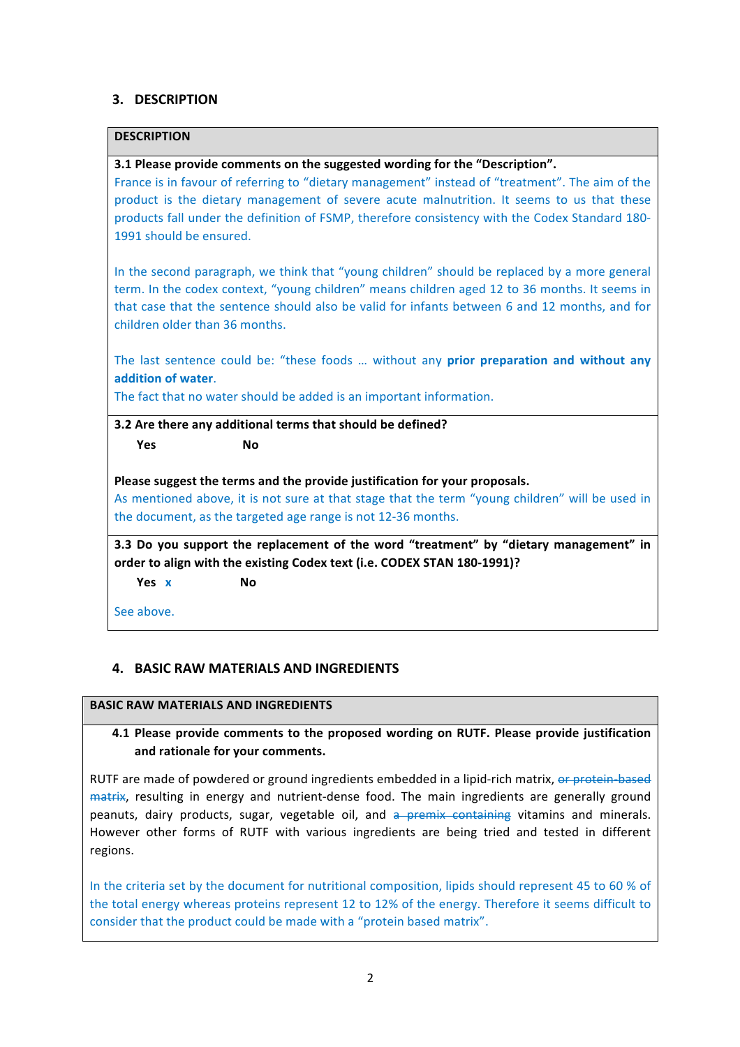## 3. DESCRIPTION

**DESCRIPTION**

**3.1 Please provide comments on the suggested wording for the "Description".**

France is in favour of referring to "dietary management" instead of "treatment". The aim of the product is the dietary management of severe acute malnutrition. It seems to us that these products fall under the definition of FSMP, therefore consistency with the Codex Standard 180-1991 should be ensured.

In the second paragraph, we think that "young children" should be replaced by a more general term. In the codex context, "young children" means children aged 12 to 36 months. It seems in that case that the sentence should also be valid for infants between 6 and 12 months, and for children older than 36 months.

The last sentence could be: "these foods … without any **prior preparation and without any addition of water**.

The fact that no water should be added is an important information.

**3.2 Are there any additional terms that should be defined?**

**Yes** **No**

**Please suggest the terms and the provide justification for your proposals.**

As mentioned above, it is not sure at that stage that the term "young children" will be used in the document, as the targeted age range is not 12-36 months.

**3.3 Do you support the replacement of the word "treatment" by "dietary management" in order to align with the existing Codex text (i.e. CODEX STAN 180-1991)?**

**Yes** x **No**

See above.

## 4. BASIC RAW MATERIALS AND INGREDIENTS

**BASIC RAW MATERIALS AND INGREDIENTS**

**4.1 Please provide comments to the proposed wording on RUTF. Please provide justification and rationale for your comments.**

RUTF are made of powdered or ground ingredients embedded in a lipid-rich matrix, ~~or protein-based matrix~~, resulting in energy and nutrient-dense food. The main ingredients are generally ground peanuts, dairy products, sugar, vegetable oil, and ~~a premix containing~~ vitamins and minerals. However other forms of RUTF with various ingredients are being tried and tested in different regions.

In the criteria set by the document for nutritional composition, lipids should represent 45 to 60 % of the total energy whereas proteins represent 12 to 12% of the energy. Therefore it seems difficult to consider that the product could be made with a "protein based matrix".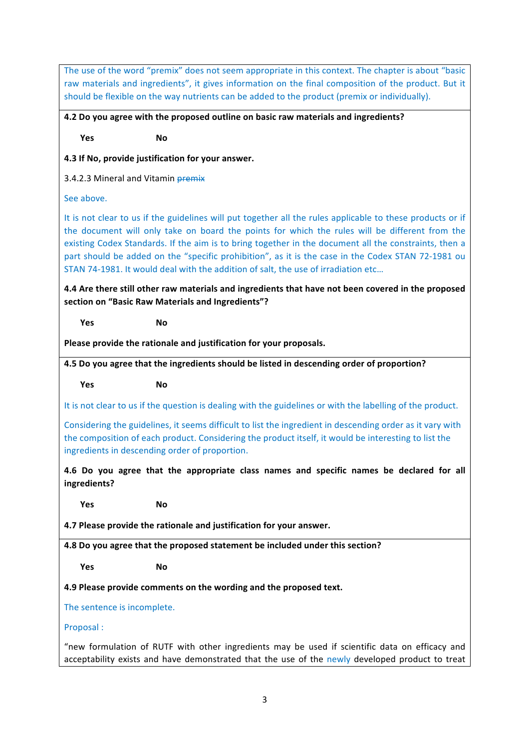The use of the word "premix" does not seem appropriate in this context. The chapter is about "basic raw materials and ingredients", it gives information on the final composition of the product. But it should be flexible on the way nutrients can be added to the product (premix or individually).

**4.2 Do you agree with the proposed outline on basic raw materials and ingredients?**

**Yes** **No**

**4.3 If No, provide justification for your answer.**

3.4.2.3 Mineral and Vitamin ~~premix~~

See above.

It is not clear to us if the guidelines will put together all the rules applicable to these products or if the document will only take on board the points for which the rules will be different from the existing Codex Standards. If the aim is to bring together in the document all the constraints, then a part should be added on the "specific prohibition", as it is the case in the Codex STAN 72-1981 ou STAN 74-1981. It would deal with the addition of salt, the use of irradiation etc…

**4.4 Are there still other raw materials and ingredients that have not been covered in the proposed section on "Basic Raw Materials and Ingredients"?**

**Yes** **No**

**Please provide the rationale and justification for your proposals.**

**4.5 Do you agree that the ingredients should be listed in descending order of proportion?**

**Yes** **No**

It is not clear to us if the question is dealing with the guidelines or with the labelling of the product.

Considering the guidelines, it seems difficult to list the ingredient in descending order as it vary with the composition of each product. Considering the product itself, it would be interesting to list the ingredients in descending order of proportion.

**4.6 Do you agree that the appropriate class names and specific names be declared for all ingredients?**

**Yes** **No**

**4.7 Please provide the rationale and justification for your answer.**

**4.8 Do you agree that the proposed statement be included under this section?**

**Yes** **No**

**4.9 Please provide comments on the wording and the proposed text.**

The sentence is incomplete.

Proposal :

"new formulation of RUTF with other ingredients may be used if scientific data on efficacy and acceptability exists and have demonstrated that the use of the newly developed product to treat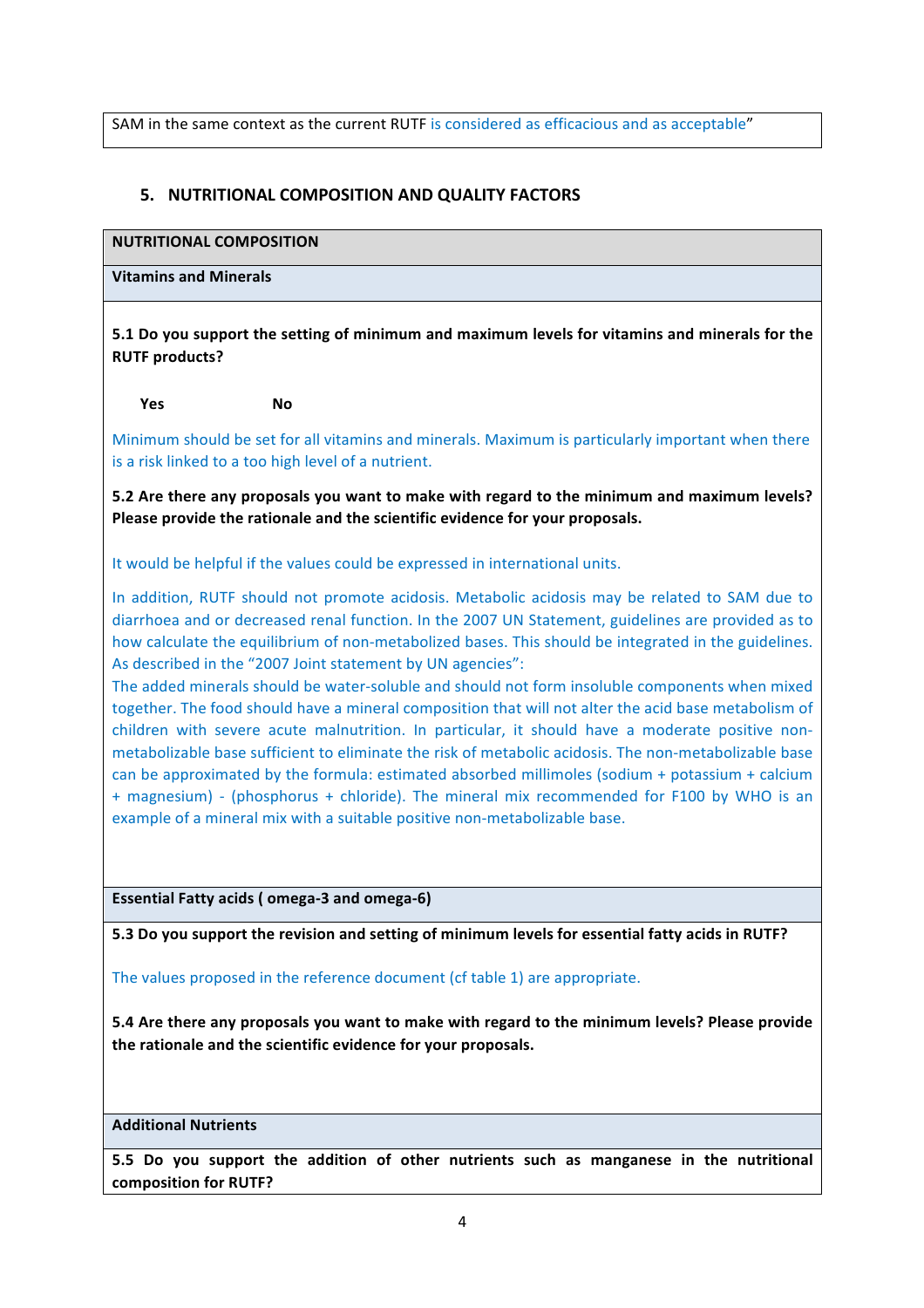SAM in the same context as the current RUTF is considered as efficacious and as acceptable”

## 5. NUTRITIONAL COMPOSITION AND QUALITY FACTORS

**NUTRITIONAL COMPOSITION**

**Vitamins and Minerals**

**5.1 Do you support the setting of minimum and maximum levels for vitamins and minerals for the RUTF products?**

**Yes** **No**

Minimum should be set for all vitamins and minerals. Maximum is particularly important when there is a risk linked to a too high level of a nutrient.

**5.2 Are there any proposals you want to make with regard to the minimum and maximum levels? Please provide the rationale and the scientific evidence for your proposals.**

It would be helpful if the values could be expressed in international units.

In addition, RUTF should not promote acidosis. Metabolic acidosis may be related to SAM due to diarrhoea and or decreased renal function. In the 2007 UN Statement, guidelines are provided as to how calculate the equilibrium of non-metabolized bases. This should be integrated in the guidelines. As described in the “2007 Joint statement by UN agencies”:
The added minerals should be water-soluble and should not form insoluble components when mixed together. The food should have a mineral composition that will not alter the acid base metabolism of children with severe acute malnutrition. In particular, it should have a moderate positive non-metabolizable base sufficient to eliminate the risk of metabolic acidosis. The non-metabolizable base can be approximated by the formula: estimated absorbed millimoles (sodium + potassium + calcium + magnesium) - (phosphorus + chloride). The mineral mix recommended for F100 by WHO is an example of a mineral mix with a suitable positive non-metabolizable base.

**Essential Fatty acids ( omega-3 and omega-6)**

**5.3 Do you support the revision and setting of minimum levels for essential fatty acids in RUTF?**

The values proposed in the reference document (cf table 1) are appropriate.

**5.4 Are there any proposals you want to make with regard to the minimum levels? Please provide the rationale and the scientific evidence for your proposals.**

**Additional Nutrients**

**5.5 Do you support the addition of other nutrients such as manganese in the nutritional composition for RUTF?**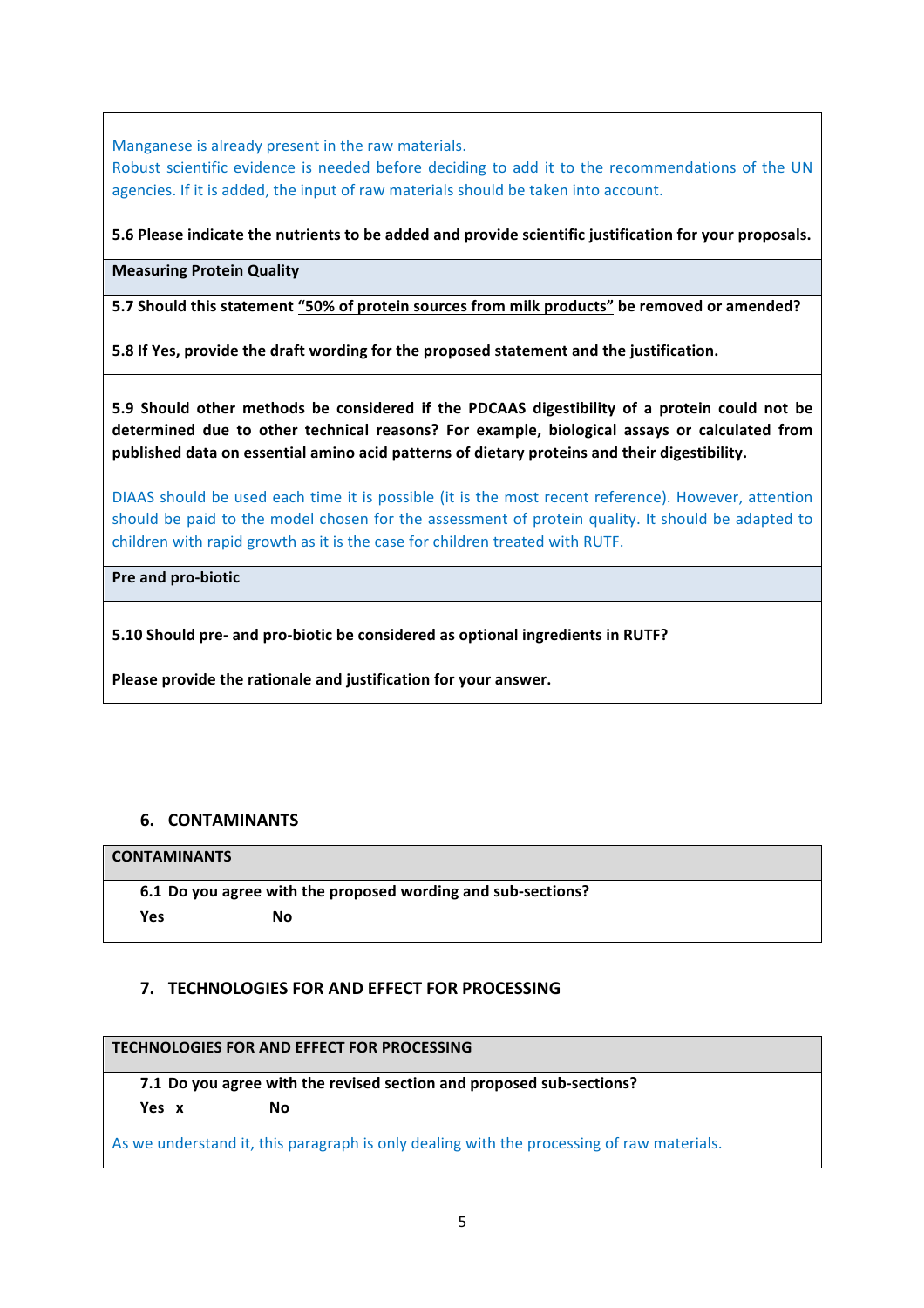Manganese is already present in the raw materials.
Robust scientific evidence is needed before deciding to add it to the recommendations of the UN agencies. If it is added, the input of raw materials should be taken into account.

**5.6 Please indicate the nutrients to be added and provide scientific justification for your proposals.**

**Measuring Protein Quality**

**5.7 Should this statement "50% of protein sources from milk products" be removed or amended?**

**5.8 If Yes, provide the draft wording for the proposed statement and the justification.**

**5.9 Should other methods be considered if the PDCAAS digestibility of a protein could not be determined due to other technical reasons? For example, biological assays or calculated from published data on essential amino acid patterns of dietary proteins and their digestibility.**

DIAAS should be used each time it is possible (it is the most recent reference). However, attention should be paid to the model chosen for the assessment of protein quality. It should be adapted to children with rapid growth as it is the case for children treated with RUTF.

**Pre and pro-biotic**

**5.10 Should pre- and pro-biotic be considered as optional ingredients in RUTF?**

**Please provide the rationale and justification for your answer.**

## 6. CONTAMINANTS

**CONTAMINANTS**

**6.1 Do you agree with the proposed wording and sub-sections?**

**Yes** **No**

## 7. TECHNOLOGIES FOR AND EFFECT FOR PROCESSING

**TECHNOLOGIES FOR AND EFFECT FOR PROCESSING**

**7.1 Do you agree with the revised section and proposed sub-sections?**

**Yes x** **No**

As we understand it, this paragraph is only dealing with the processing of raw materials.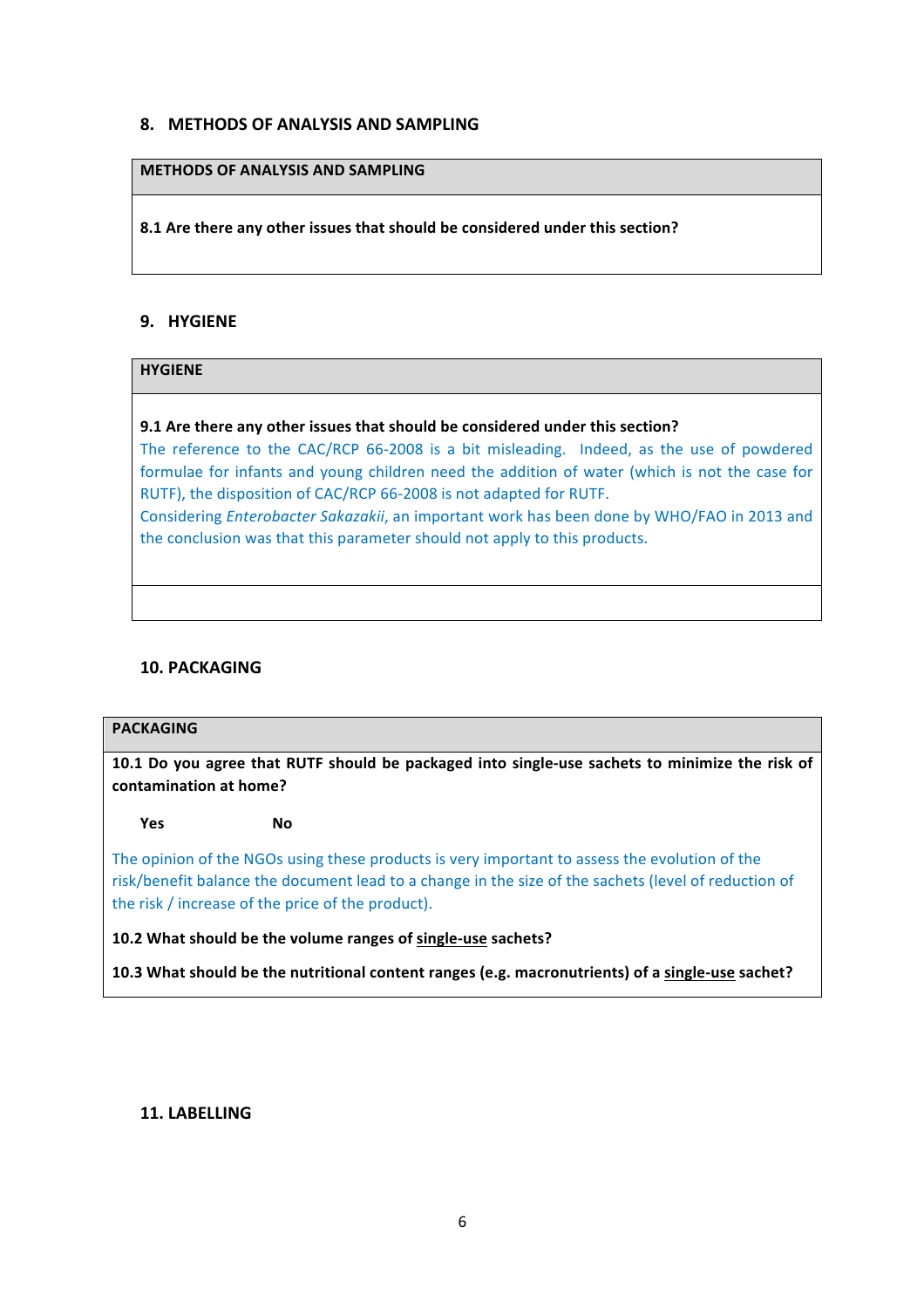## 8. METHODS OF ANALYSIS AND SAMPLING

| METHODS OF ANALYSIS AND SAMPLING |
|---|
| **8.1 Are there any other issues that should be considered under this section?** |

## 9. HYGIENE

| HYGIENE |
|---|
| **9.1 Are there any other issues that should be considered under this section?**<br>The reference to the CAC/RCP 66-2008 is a bit misleading. Indeed, as the use of powdered formulae for infants and young children need the addition of water (which is not the case for RUTF), the disposition of CAC/RCP 66-2008 is not adapted for RUTF.<br>Considering *Enterobacter Sakazakii*, an important work has been done by WHO/FAO in 2013 and the conclusion was that this parameter should not apply to this products. |
| |

## 10. PACKAGING

| PACKAGING |
|---|
| **10.1 Do you agree that RUTF should be packaged into single-use sachets to minimize the risk of contamination at home?**<br><br>**Yes** **No**<br><br>The opinion of the NGOs using these products is very important to assess the evolution of the risk/benefit balance the document lead to a change in the size of the sachets (level of reduction of the risk / increase of the price of the product).<br><br>**10.2 What should be the volume ranges of <u>single-use</u> sachets?**<br><br>**10.3 What should be the nutritional content ranges (e.g. macronutrients) of a <u>single-use</u> sachet?** |

## 11. LABELLING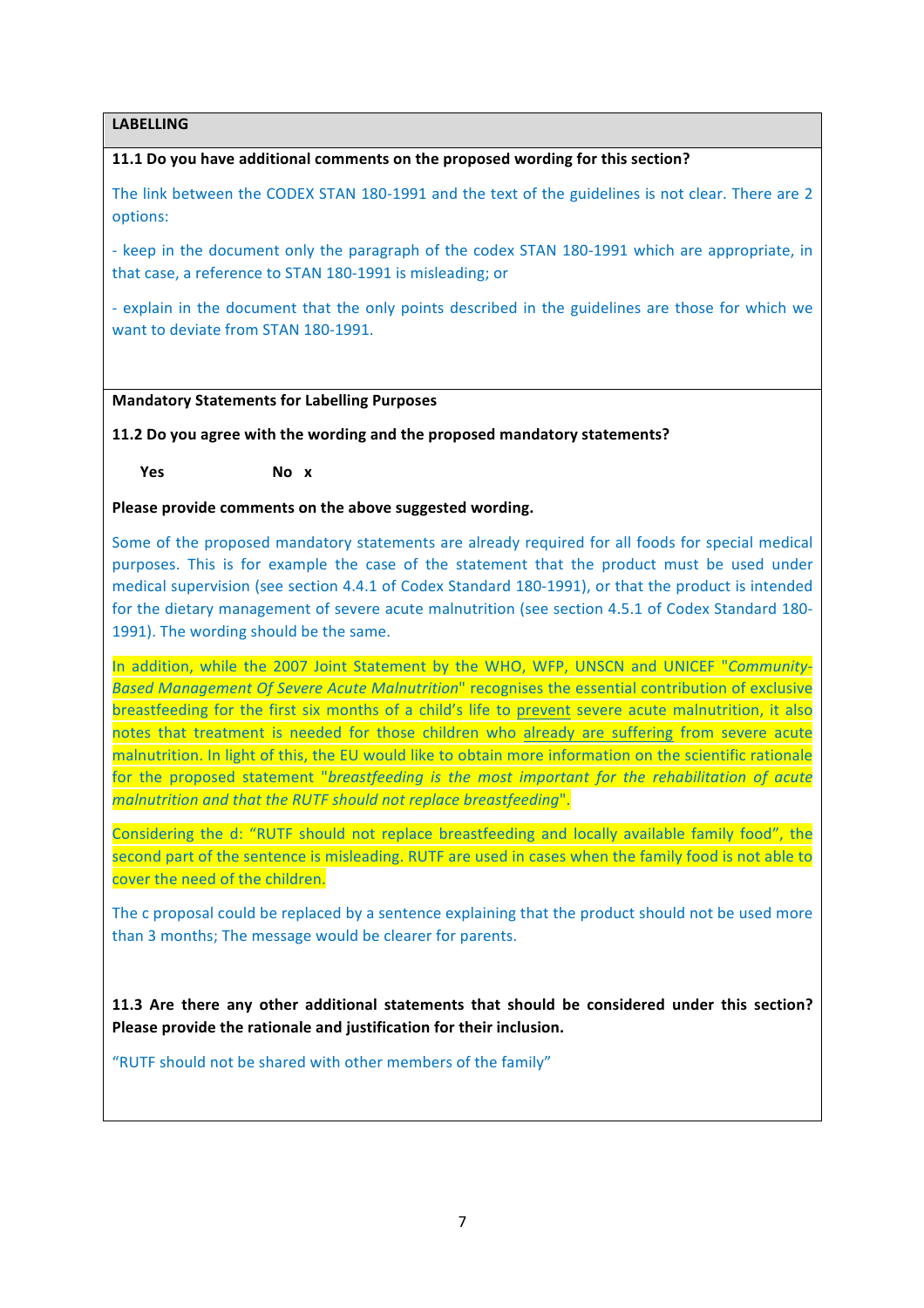**LABELLING**

**11.1 Do you have additional comments on the proposed wording for this section?**

The link between the CODEX STAN 180-1991 and the text of the guidelines is not clear. There are 2 options:

- keep in the document only the paragraph of the codex STAN 180-1991 which are appropriate, in that case, a reference to STAN 180-1991 is misleading; or

- explain in the document that the only points described in the guidelines are those for which we want to deviate from STAN 180-1991.

**Mandatory Statements for Labelling Purposes**

**11.2 Do you agree with the wording and the proposed mandatory statements?**

**Yes** **No x**

**Please provide comments on the above suggested wording.**

Some of the proposed mandatory statements are already required for all foods for special medical purposes. This is for example the case of the statement that the product must be used under medical supervision (see section 4.4.1 of Codex Standard 180-1991), or that the product is intended for the dietary management of severe acute malnutrition (see section 4.5.1 of Codex Standard 180-1991). The wording should be the same.

In addition, while the 2007 Joint Statement by the WHO, WFP, UNSCN and UNICEF "*Community-Based Management Of Severe Acute Malnutrition*" recognises the essential contribution of exclusive breastfeeding for the first six months of a child's life to prevent severe acute malnutrition, it also notes that treatment is needed for those children who already are suffering from severe acute malnutrition. In light of this, the EU would like to obtain more information on the scientific rationale for the proposed statement "*breastfeeding is the most important for the rehabilitation of acute malnutrition and that the RUTF should not replace breastfeeding*".

Considering the d: "RUTF should not replace breastfeeding and locally available family food", the second part of the sentence is misleading. RUTF are used in cases when the family food is not able to cover the need of the children.

The c proposal could be replaced by a sentence explaining that the product should not be used more than 3 months; The message would be clearer for parents.

**11.3 Are there any other additional statements that should be considered under this section? Please provide the rationale and justification for their inclusion.**

"RUTF should not be shared with other members of the family"